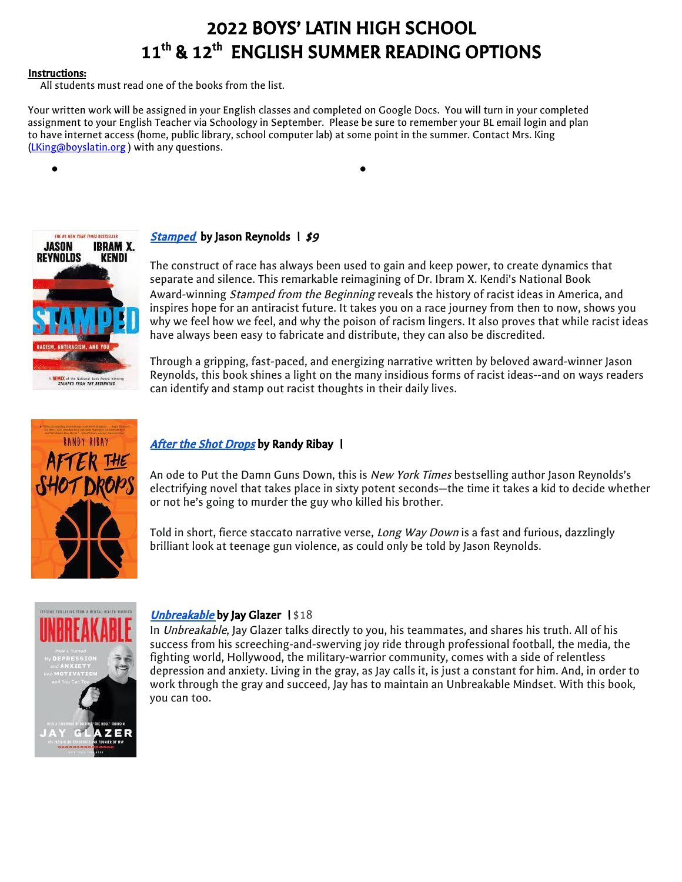# 2022 BOYS' LATIN HIGH SCHOOL
# 11th & 12th ENGLISH SUMMER READING OPTIONS

**Instructions:**

All students must read one of the books from the list.

Your written work will be assigned in your English classes and completed on Google Docs. You will turn in your completed assignment to your English Teacher via Schoology in September. Please be sure to remember your BL email login and plan to have internet access (home, public library, school computer lab) at some point in the summer. Contact Mrs. King (LKing@boyslatin.org ) with any questions.

### *Stamped* by Jason Reynolds | *$9*

The construct of race has always been used to gain and keep power, to create dynamics that separate and silence. This remarkable reimagining of Dr. Ibram X. Kendi's National Book Award-winning *Stamped from the Beginning* reveals the history of racist ideas in America, and inspires hope for an antiracist future. It takes you on a race journey from then to now, shows you why we feel how we feel, and why the poison of racism lingers. It also proves that while racist ideas have always been easy to fabricate and distribute, they can also be discredited.

Through a gripping, fast-paced, and energizing narrative written by beloved award-winner Jason Reynolds, this book shines a light on the many insidious forms of racist ideas--and on ways readers can identify and stamp out racist thoughts in their daily lives.

### *After the Shot Drops* by Randy Ribay |

An ode to Put the Damn Guns Down, this is *New York Times* bestselling author Jason Reynolds's electrifying novel that takes place in sixty potent seconds—the time it takes a kid to decide whether or not he's going to murder the guy who killed his brother.

Told in short, fierce staccato narrative verse, *Long Way Down* is a fast and furious, dazzlingly brilliant look at teenage gun violence, as could only be told by Jason Reynolds.

### *Unbreakable* by Jay Glazer | $18

In *Unbreakable*, Jay Glazer talks directly to you, his teammates, and shares his truth. All of his success from his screeching-and-swerving joy ride through professional football, the media, the fighting world, Hollywood, the military-warrior community, comes with a side of relentless depression and anxiety. Living in the gray, as Jay calls it, is just a constant for him. And, in order to work through the gray and succeed, Jay has to maintain an Unbreakable Mindset. With this book, you can too.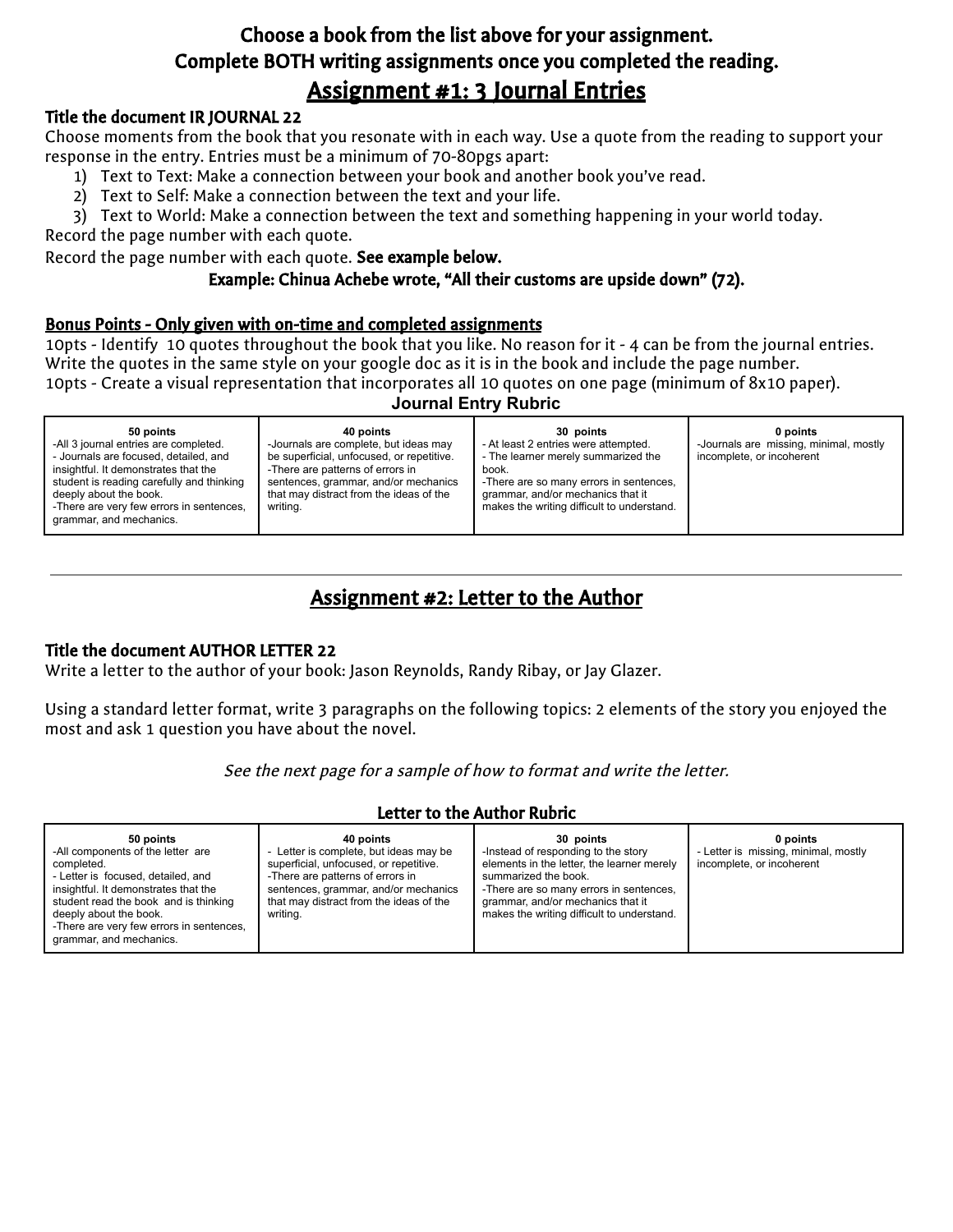## Choose a book from the list above for your assignment.
## Complete BOTH writing assignments once you completed the reading.

# Assignment #1: 3 Journal Entries

### Title the document IR JOURNAL 22

Choose moments from the book that you resonate with in each way. Use a quote from the reading to support your response in the entry. Entries must be a minimum of 70-80pgs apart:

1) Text to Text: Make a connection between your book and another book you've read.
2) Text to Self: Make a connection between the text and your life.
3) Text to World: Make a connection between the text and something happening in your world today.

Record the page number with each quote.

Record the page number with each quote. **See example below.**

**Example: Chinua Achebe wrote, "All their customs are upside down" (72).**

**Bonus Points - Only given with on-time and completed assignments**

10pts - Identify 10 quotes throughout the book that you like. No reason for it - 4 can be from the journal entries. Write the quotes in the same style on your google doc as it is in the book and include the page number.

10pts - Create a visual representation that incorporates all 10 quotes on one page (minimum of 8x10 paper).

**Journal Entry Rubric**

| 50 points | 40 points | 30 points | 0 points |
|---|---|---|---|
| -All 3 journal entries are completed.<br>- Journals are focused, detailed, and insightful. It demonstrates that the student is reading carefully and thinking deeply about the book.<br>-There are very few errors in sentences, grammar, and mechanics. | -Journals are complete, but ideas may be superficial, unfocused, or repetitive.<br>-There are patterns of errors in sentences, grammar, and/or mechanics that may distract from the ideas of the writing. | - At least 2 entries were attempted.<br>- The learner merely summarized the book.<br>-There are so many errors in sentences, grammar, and/or mechanics that it makes the writing difficult to understand. | -Journals are missing, minimal, mostly incomplete, or incoherent |

---

# Assignment #2: Letter to the Author

### Title the document AUTHOR LETTER 22

Write a letter to the author of your book: Jason Reynolds, Randy Ribay, or Jay Glazer.

Using a standard letter format, write 3 paragraphs on the following topics: 2 elements of the story you enjoyed the most and ask 1 question you have about the novel.

*See the next page for a sample of how to format and write the letter.*

**Letter to the Author Rubric**

| 50 points | 40 points | 30 points | 0 points |
|---|---|---|---|
| -All components of the letter are completed.<br>- Letter is focused, detailed, and insightful. It demonstrates that the student read the book and is thinking deeply about the book.<br>-There are very few errors in sentences, grammar, and mechanics. | - Letter is complete, but ideas may be superficial, unfocused, or repetitive.<br>-There are patterns of errors in sentences, grammar, and/or mechanics that may distract from the ideas of the writing. | -Instead of responding to the story elements in the letter, the learner merely summarized the book.<br>-There are so many errors in sentences, grammar, and/or mechanics that it makes the writing difficult to understand. | - Letter is missing, minimal, mostly incomplete, or incoherent |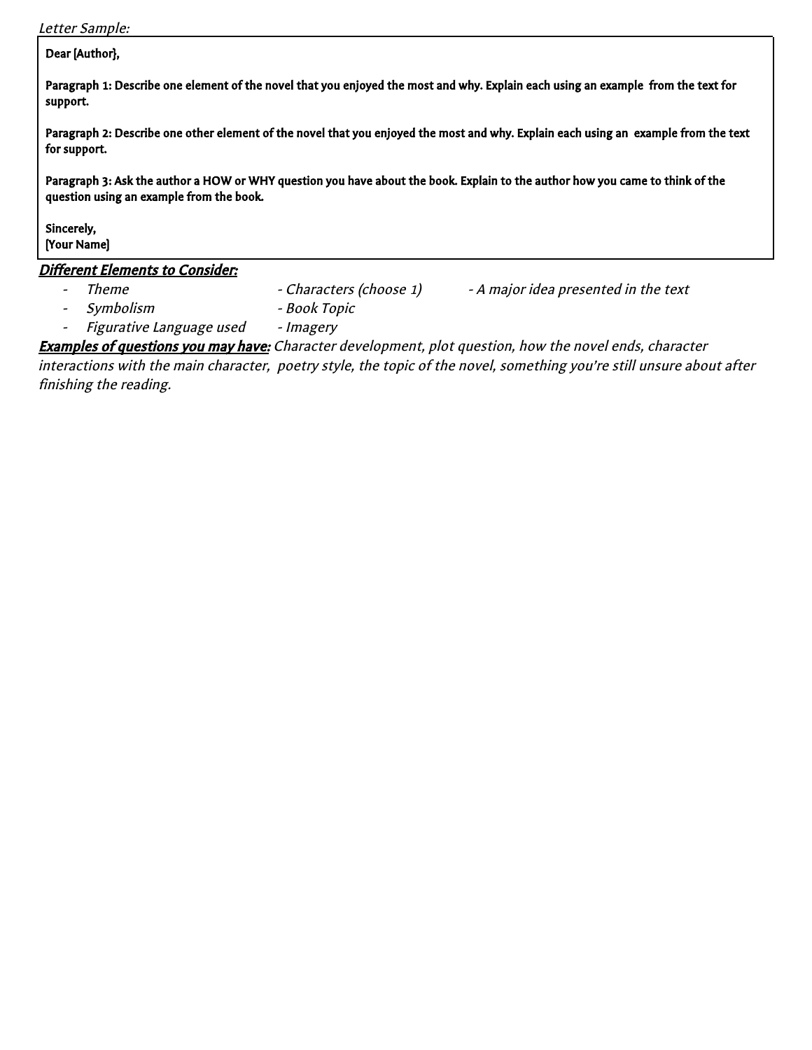*Letter Sample:*

**Dear [Author},**

**Paragraph 1: Describe one element of the novel that you enjoyed the most and why. Explain each using an example from the text for support.**

**Paragraph 2: Describe one other element of the novel that you enjoyed the most and why. Explain each using an example from the text for support.**

**Paragraph 3: Ask the author a HOW or WHY question you have about the book. Explain to the author how you came to think of the question using an example from the book.**

**Sincerely,**
**[Your Name]**

***Different Elements to Consider:***

- *Theme*
- *Symbolism*
- *Figurative Language used*
- *Characters (choose 1)*
- *Book Topic*
- *Imagery*
- *A major idea presented in the text*

***Examples of questions you may have:*** *Character development, plot question, how the novel ends, character interactions with the main character, poetry style, the topic of the novel, something you're still unsure about after finishing the reading.*